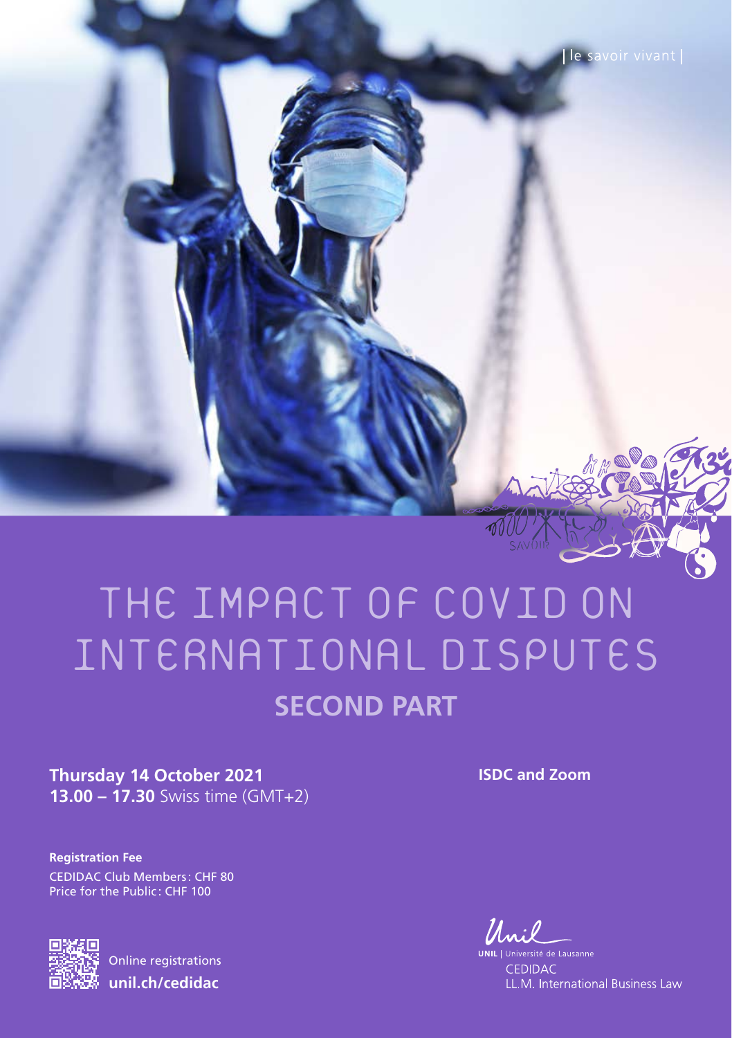| le savoir vivant |

# THE IMPACT OF COVID ON INTERNATIONAL DISPUTES

## SECOND PART

**Thursday 14 October 2021**
**13.00 – 17.30** Swiss time (GMT+2)

**ISDC and Zoom**

**Registration Fee**
CEDIDAC Club Members: CHF 80
Price for the Public: CHF 100

Online registrations
**unil.ch/cedidac**

**UNIL** | Université de Lausanne
CEDIDAC
LL.M. International Business Law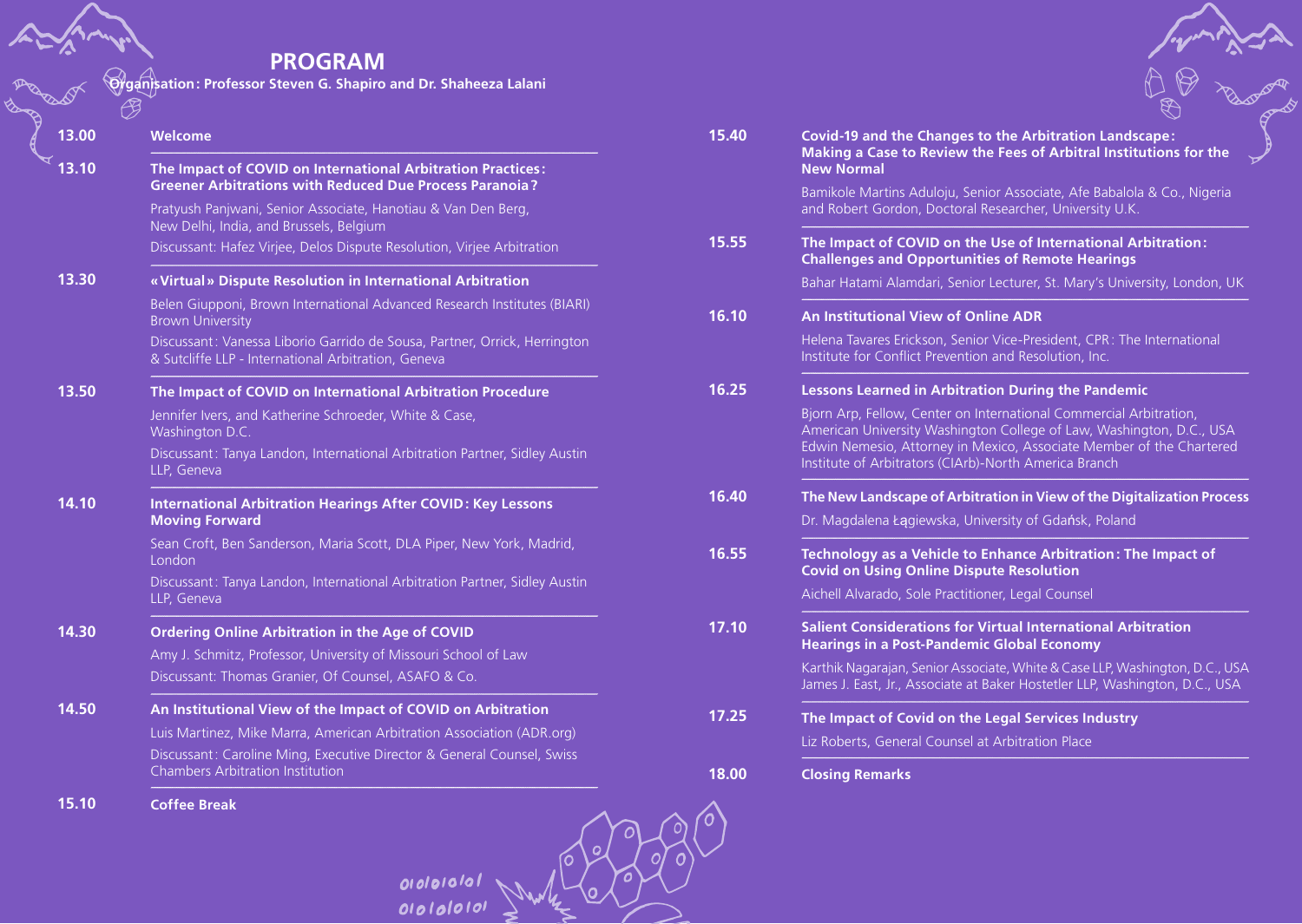# PROGRAM

**Organisation: Professor Steven G. Shapiro and Dr. Shaheeza Lalani**

**13.00** — **Welcome**

**13.10** — **The Impact of COVID on International Arbitration Practices: Greener Arbitrations with Reduced Due Process Paranoia?**

Pratyush Panjwani, Senior Associate, Hanotiau & Van Den Berg, New Delhi, India, and Brussels, Belgium

Discussant: Hafez Virjee, Delos Dispute Resolution, Virjee Arbitration

**13.30** — **«Virtual» Dispute Resolution in International Arbitration**

Belen Giupponi, Brown International Advanced Research Institutes (BIARI) Brown University

Discussant: Vanessa Liborio Garrido de Sousa, Partner, Orrick, Herrington & Sutcliffe LLP - International Arbitration, Geneva

**13.50** — **The Impact of COVID on International Arbitration Procedure**

Jennifer Ivers, and Katherine Schroeder, White & Case, Washington D.C.

Discussant: Tanya Landon, International Arbitration Partner, Sidley Austin LLP, Geneva

**14.10** — **International Arbitration Hearings After COVID: Key Lessons Moving Forward**

Sean Croft, Ben Sanderson, Maria Scott, DLA Piper, New York, Madrid, London

Discussant: Tanya Landon, International Arbitration Partner, Sidley Austin LLP, Geneva

**14.30** — **Ordering Online Arbitration in the Age of COVID**

Amy J. Schmitz, Professor, University of Missouri School of Law

Discussant: Thomas Granier, Of Counsel, ASAFO & Co.

**14.50** — **An Institutional View of the Impact of COVID on Arbitration**

Luis Martinez, Mike Marra, American Arbitration Association (ADR.org)

Discussant: Caroline Ming, Executive Director & General Counsel, Swiss Chambers Arbitration Institution

**15.10** — **Coffee Break**

**15.40** — **Covid-19 and the Changes to the Arbitration Landscape: Making a Case to Review the Fees of Arbitral Institutions for the New Normal**

Bamikole Martins Aduloju, Senior Associate, Afe Babalola & Co., Nigeria and Robert Gordon, Doctoral Researcher, University U.K.

**15.55** — **The Impact of COVID on the Use of International Arbitration: Challenges and Opportunities of Remote Hearings**

Bahar Hatami Alamdari, Senior Lecturer, St. Mary's University, London, UK

**16.10** — **An Institutional View of Online ADR**

Helena Tavares Erickson, Senior Vice-President, CPR: The International Institute for Conflict Prevention and Resolution, Inc.

**16.25** — **Lessons Learned in Arbitration During the Pandemic**

Bjorn Arp, Fellow, Center on International Commercial Arbitration, American University Washington College of Law, Washington, D.C., USA
Edwin Nemesio, Attorney in Mexico, Associate Member of the Chartered Institute of Arbitrators (CIArb)-North America Branch

**16.40** — **The New Landscape of Arbitration in View of the Digitalization Process**

Dr. Magdalena Łągiewska, University of Gdańsk, Poland

**16.55** — **Technology as a Vehicle to Enhance Arbitration: The Impact of Covid on Using Online Dispute Resolution**

Aichell Alvarado, Sole Practitioner, Legal Counsel

**17.10** — **Salient Considerations for Virtual International Arbitration Hearings in a Post-Pandemic Global Economy**

Karthik Nagarajan, Senior Associate, White & Case LLP, Washington, D.C., USA
James J. East, Jr., Associate at Baker Hostetler LLP, Washington, D.C., USA

**17.25** — **The Impact of Covid on the Legal Services Industry**

Liz Roberts, General Counsel at Arbitration Place

**18.00** — **Closing Remarks**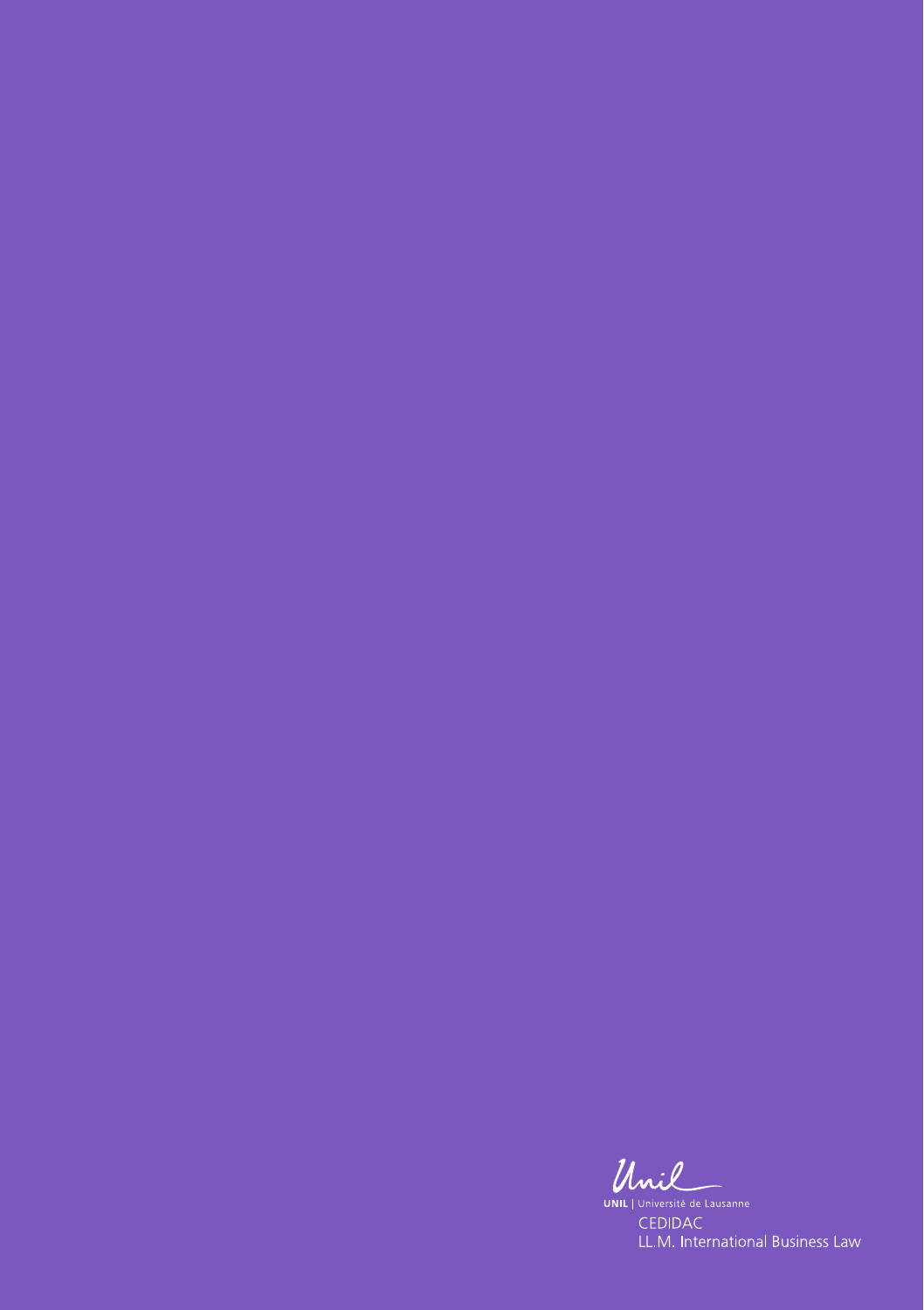Unil

UNIL | Université de Lausanne

CEDIDAC

LL.M. International Business Law